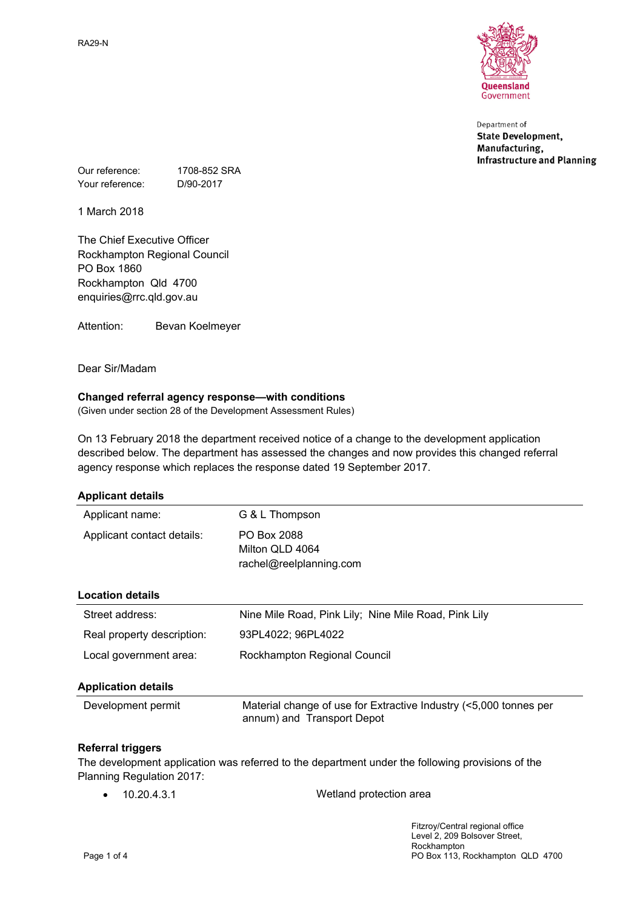RA29-N

Queensland Government

Department of
**State Development, Manufacturing, Infrastructure and Planning**

Our reference: 1708-852 SRA
Your reference: D/90-2017

1 March 2018

The Chief Executive Officer
Rockhampton Regional Council
PO Box 1860
Rockhampton Qld 4700
enquiries@rrc.qld.gov.au

Attention: Bevan Koelmeyer

Dear Sir/Madam

**Changed referral agency response—with conditions**
(Given under section 28 of the Development Assessment Rules)

On 13 February 2018 the department received notice of a change to the development application described below. The department has assessed the changes and now provides this changed referral agency response which replaces the response dated 19 September 2017.

**Applicant details**

| | |
|---|---|
| Applicant name: | G & L Thompson |
| Applicant contact details: | PO Box 2088<br>Milton QLD 4064<br>rachel@reelplanning.com |

**Location details**

| | |
|---|---|
| Street address: | Nine Mile Road, Pink Lily; Nine Mile Road, Pink Lily |
| Real property description: | 93PL4022; 96PL4022 |
| Local government area: | Rockhampton Regional Council |

**Application details**

| | |
|---|---|
| Development permit | Material change of use for Extractive Industry (<5,000 tonnes per annum) and Transport Depot |

**Referral triggers**

The development application was referred to the department under the following provisions of the Planning Regulation 2017:

- 10.20.4.3.1 Wetland protection area

Fitzroy/Central regional office
Level 2, 209 Bolsover Street,
Rockhampton
PO Box 113, Rockhampton QLD 4700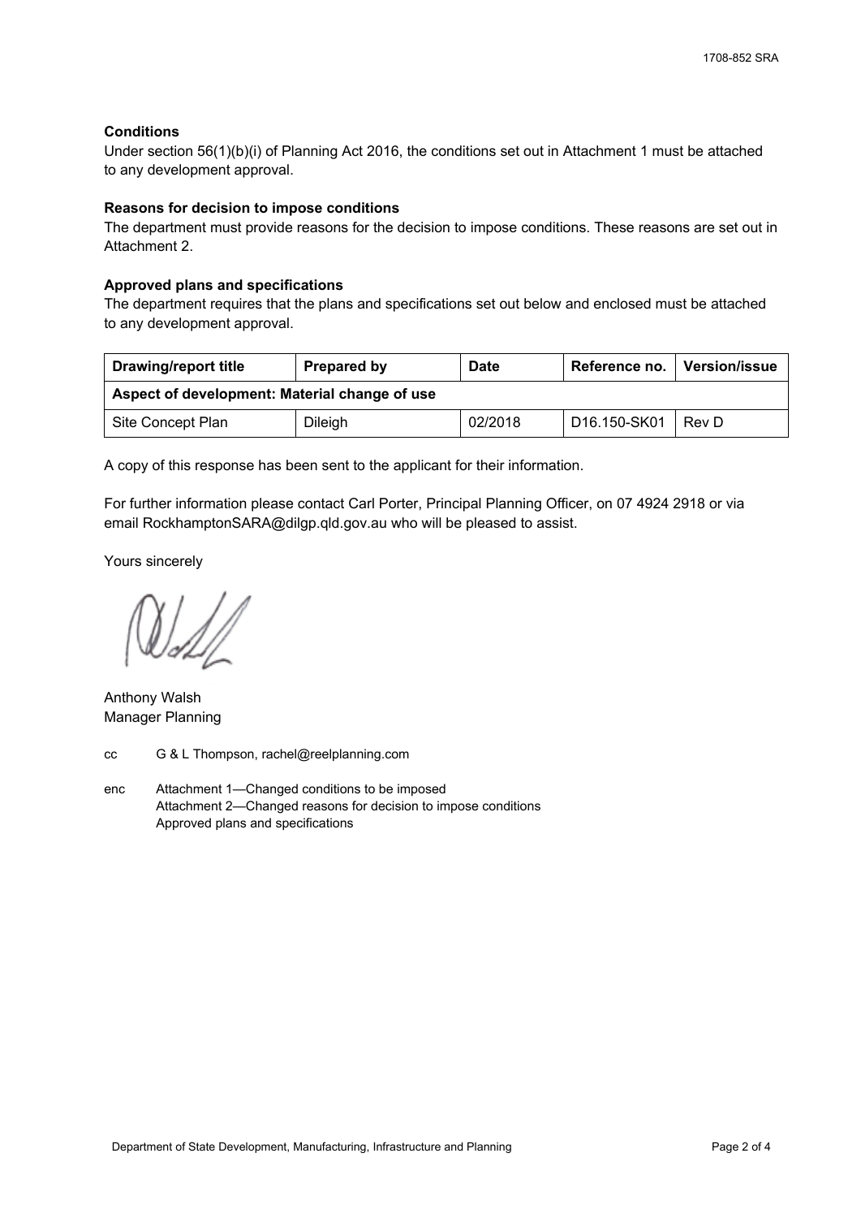**Conditions**

Under section 56(1)(b)(i) of Planning Act 2016, the conditions set out in Attachment 1 must be attached to any development approval.

**Reasons for decision to impose conditions**

The department must provide reasons for the decision to impose conditions. These reasons are set out in Attachment 2.

**Approved plans and specifications**

The department requires that the plans and specifications set out below and enclosed must be attached to any development approval.

| Drawing/report title | Prepared by | Date | Reference no. | Version/issue |
|---|---|---|---|---|
| **Aspect of development: Material change of use** | | | | |
| Site Concept Plan | Dileigh | 02/2018 | D16.150-SK01 | Rev D |

A copy of this response has been sent to the applicant for their information.

For further information please contact Carl Porter, Principal Planning Officer, on 07 4924 2918 or via email RockhamptonSARA@dilgp.qld.gov.au who will be pleased to assist.

Yours sincerely

Anthony Walsh
Manager Planning

cc G & L Thompson, rachel@reelplanning.com

enc Attachment 1—Changed conditions to be imposed
Attachment 2—Changed reasons for decision to impose conditions
Approved plans and specifications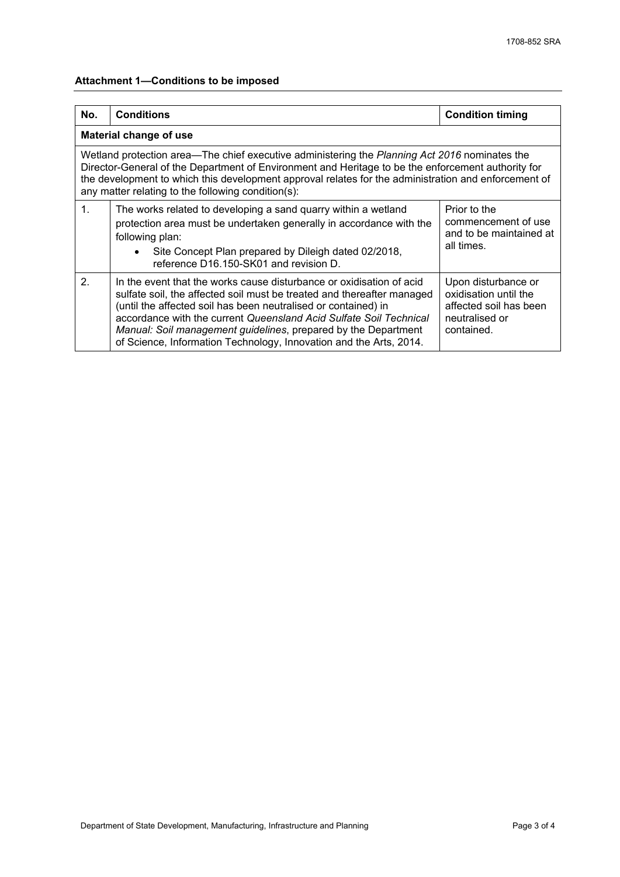**Attachment 1—Conditions to be imposed**

| No. | Conditions | Condition timing |
|---|---|---|
| **Material change of use** | | |
| Wetland protection area—The chief executive administering the *Planning Act 2016* nominates the Director-General of the Department of Environment and Heritage to be the enforcement authority for the development to which this development approval relates for the administration and enforcement of any matter relating to the following condition(s): | | |
| 1. | The works related to developing a sand quarry within a wetland protection area must be undertaken generally in accordance with the following plan: <br>• Site Concept Plan prepared by Dileigh dated 02/2018, reference D16.150-SK01 and revision D. | Prior to the commencement of use and to be maintained at all times. |
| 2. | In the event that the works cause disturbance or oxidisation of acid sulfate soil, the affected soil must be treated and thereafter managed (until the affected soil has been neutralised or contained) in accordance with the current *Queensland Acid Sulfate Soil Technical Manual: Soil management guidelines*, prepared by the Department of Science, Information Technology, Innovation and the Arts, 2014. | Upon disturbance or oxidisation until the affected soil has been neutralised or contained. |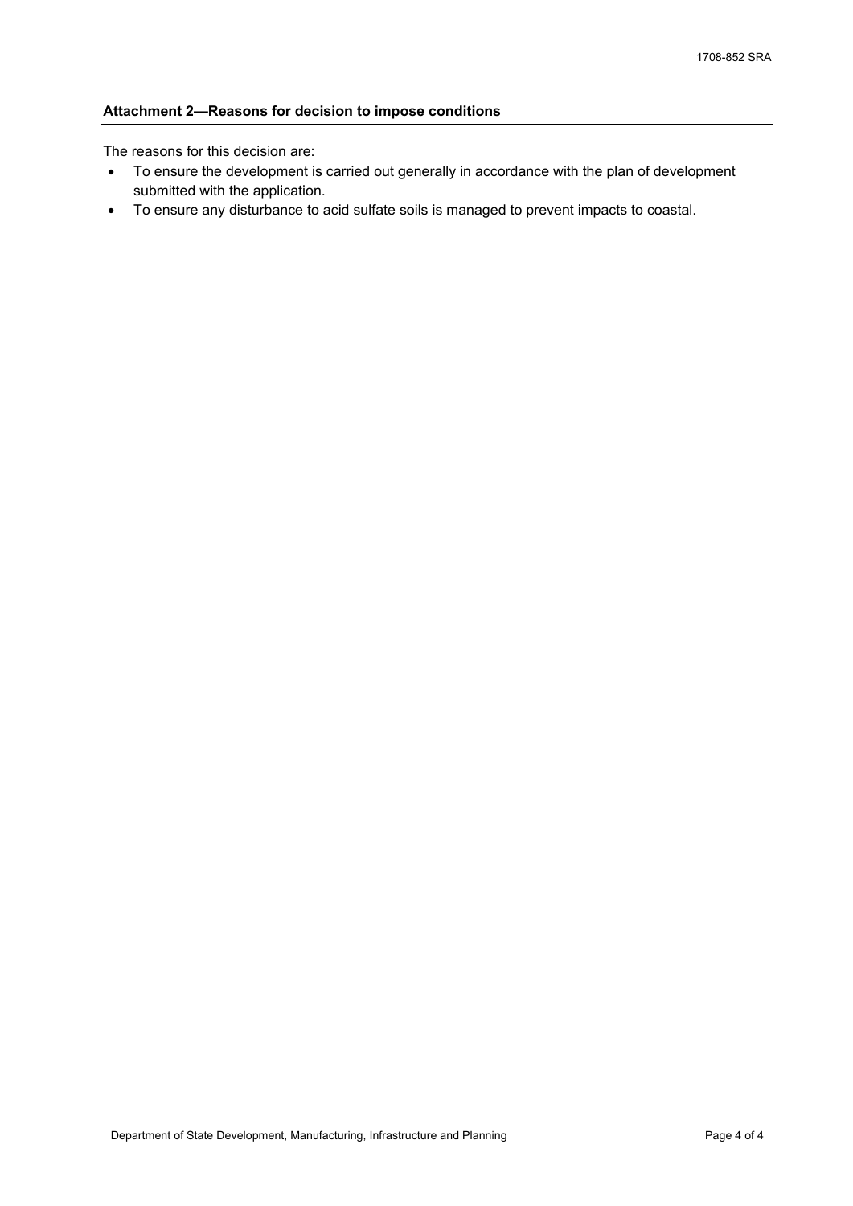### Attachment 2—Reasons for decision to impose conditions

The reasons for this decision are:

- To ensure the development is carried out generally in accordance with the plan of development submitted with the application.
- To ensure any disturbance to acid sulfate soils is managed to prevent impacts to coastal.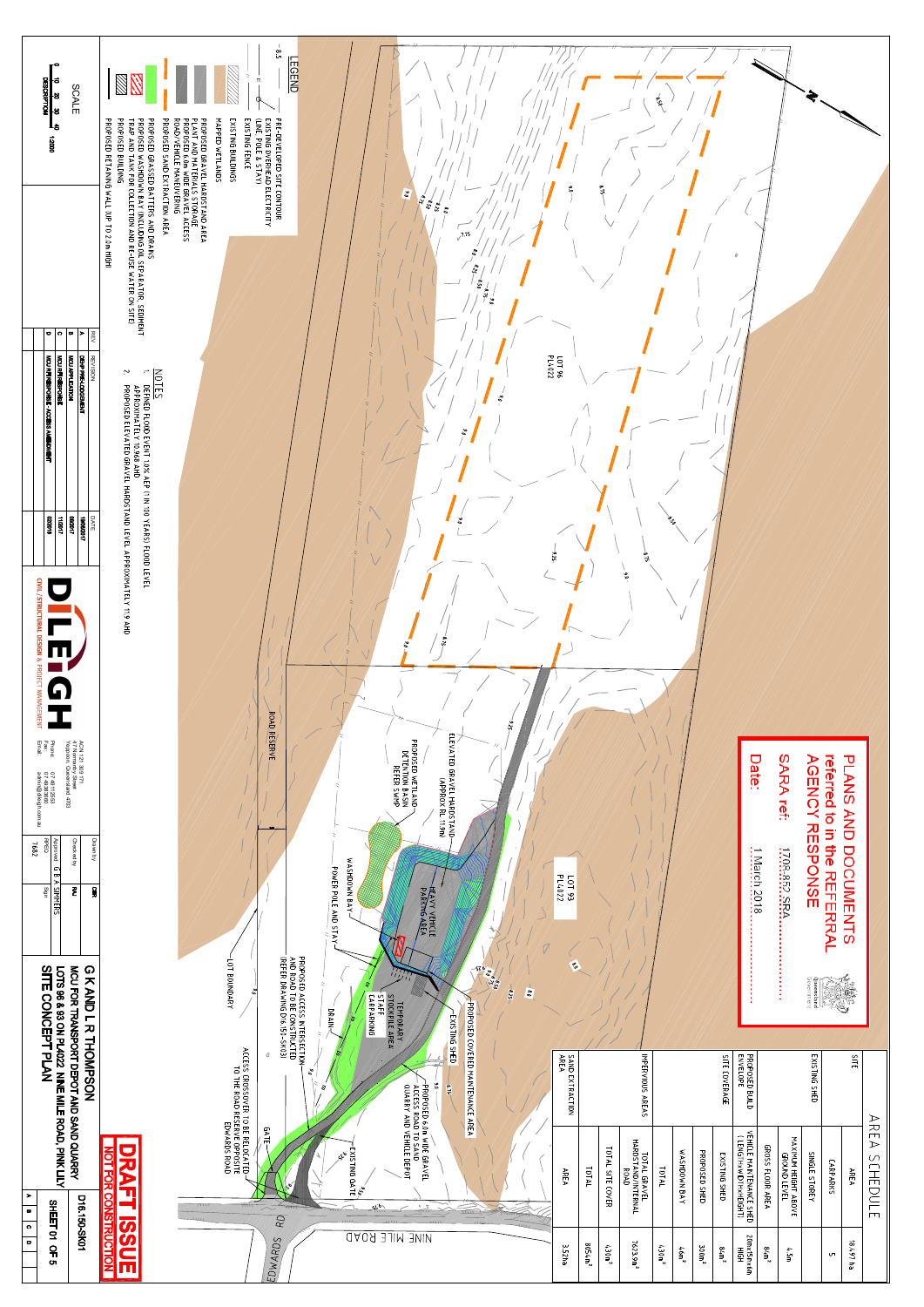# PLANS AND DOCUMENTS referred to in the REFERRAL AGENCY RESPONSE

SARA ref: 1708-852 SRA

Date: 1 March 2018

**DRAFT ISSUE**
**NOT FOR CONSTRUCTION**

## LEGEND

- 8.5 — PRE-DEVELOPED SITE CONTOUR
- EXISTING OVERHEAD ELECTRICITY (LINE, POLE & STAY)
- EXISTING FENCE
- EXISTING BUILDINGS
- MAPPED WETLANDS
- PROPOSED GRAVEL HARDSTAND AREA
- PROPOSED 6.0m WIDE GRAVEL ACCESS ROAD/VEHICLE MANEUVERING
- PROPOSED SAND EXTRACTION AREA
- PROPOSED GRASSED BATTERS AND DRAINS
- PROPOSED WASHDOWN BAY (INCLUDING OIL SEPARATOR, SEDIMENT TRAP AND TANK FOR COLLECTION AND RE-USE WATER ON SITE)
- PROPOSED BUILDING
- PROPOSED RETAINING WALL (UP TO 2.0m HIGH)

## NOTES

1. DEFINED FLOOD EVENT 1.0% AEP (1 IN 100 YEARS) FLOOD LEVEL APPROXIMATELY 10.968 AHD
2. PROPOSED ELEVATED GRAVEL HARDSTAND LEVEL APPROXIMATELY 11.9 AHD

## AREA SCHEDULE

| | | |
|---|---|---|
| SITE | AREA | 18.497 ha |
| | CARPARKS | 5 |
| EXISTING SHED | SINGLE STOREY | |
| | MAXIMUM HEIGHT ABOVE GROUND LEVEL | 4.5m |
| | GROSS FLOOR AREA | 84m² |
| PROPOSED BUILD ENVELOPE | VEHICLE MAINTENANCE SHED (LENGTH×WIDTH×HEIGHT) | 20m×15m×6m HIGH |
| SITE COVERAGE | EXISTING SHED | 84m² |
| | PROPOSED SHED | 300m² |
| | WASHDOWN BAY | 46m² |
| | TOTAL | 430m² |
| IMPERVIOUS AREAS | TOTAL GRAVEL HARDSTAND/INTERNAL ROAD | 7623.9m² |
| | TOTAL SITE COVER | 430m² |
| | TOTAL | 8054m² |
| SAND EXTRACTION AREA | AREA | 3.52ha |

## Plan labels

LOT 96 PL4022

LOT 93 PL4022

ROAD RESERVE

ELEVATED GRAVEL HARDSTAND (APPROX RL 11.9m)

PROPOSED WETLAND DETENTION BASIN REFER SWMP

HEAVY VEHICLE PARKING AREA

WASHDOWN BAY

POWER POLE AND STAY

PROPOSED COVERED MAINTENANCE AREA

EXISTING SHED

PROPOSED 6.0m WIDE GRAVEL ACCESS ROAD TO SAND QUARRY AND VEHICLE DEPOT

TEMPORARY STOCKPILE AREA

STAFF CARPARKING

DRAIN

PROPOSED ACCESS INTERSECTION AND ROAD TO BE CONSTRUCTED (REFER DRAWING D16.150-SK03)

LOT BOUNDARY

ACCESS CROSSOVER TO BE RELOCATED TO THE ROAD RESERVE OPPOSITE EDWARDS ROAD

GATE

EXISTING GATE

NINE MILE ROAD

EDWARDS RD

N

## SCALE

0 10 20 30 40 — 1:2000

## Revisions

| REV | REVISION | DATE |
|---|---|---|
| A | DESIGN PRE-LODGEMENT | 18/08/2017 |
| B | MCU APPLICATION | 08/2017 |
| C | MCU RFI RESPONSE | 11/2017 |
| D | MCU RFI RESPONSE - ACCESS AMENDMENT | 02/2018 |

## Title block

DILEIGH — CIVIL / STRUCTURAL DESIGN & PROJECT MANAGEMENT

ACN 123 309 571
47 Normanby Street
Yeppoon, Queensland 4703
Phone: 07 4911 2553
Fax: 07 4939 3800
Email: admin@dileigh.com.au

Drawn by: CBR
Checked by: RAJ
Approved: G B A SIMMERS
RPEQ: 7662

G K AND L R THOMPSON
MCU FOR TRANSPORT DEPOT AND SAND QUARRY
LOTS 96 & 93 ON PL4022 NINE MILE ROAD, PINK LILY
SITE CONCEPT PLAN

D16.150-SK01

SHEET 01 OF 5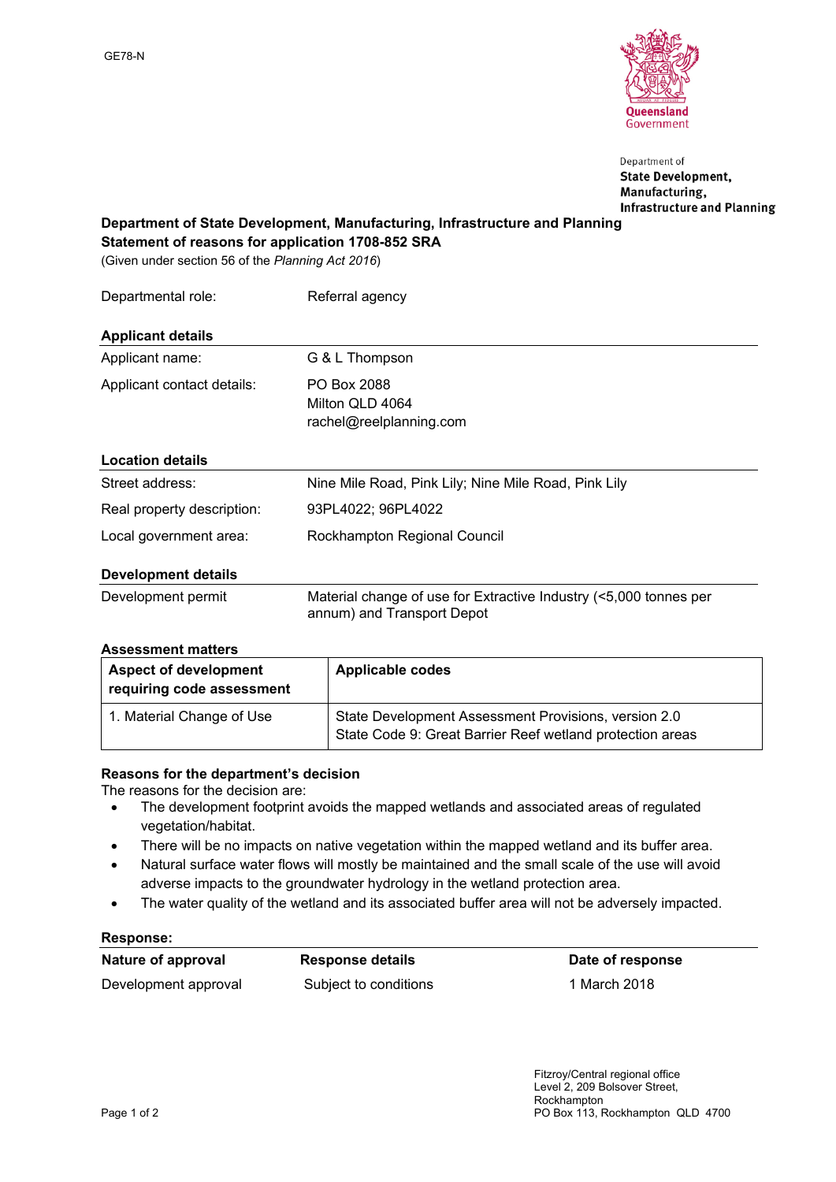GE78-N

Department of
**State Development, Manufacturing, Infrastructure and Planning**

**Department of State Development, Manufacturing, Infrastructure and Planning**
**Statement of reasons for application 1708-852 SRA**
(Given under section 56 of the *Planning Act 2016*)

| | |
|---|---|
| Departmental role: | Referral agency |

**Applicant details**

| | |
|---|---|
| Applicant name: | G & L Thompson |
| Applicant contact details: | PO Box 2088<br>Milton QLD 4064<br>rachel@reelplanning.com |

**Location details**

| | |
|---|---|
| Street address: | Nine Mile Road, Pink Lily; Nine Mile Road, Pink Lily |
| Real property description: | 93PL4022; 96PL4022 |
| Local government area: | Rockhampton Regional Council |

**Development details**

| | |
|---|---|
| Development permit | Material change of use for Extractive Industry (<5,000 tonnes per annum) and Transport Depot |

**Assessment matters**

| Aspect of development requiring code assessment | Applicable codes |
|---|---|
| 1. Material Change of Use | State Development Assessment Provisions, version 2.0<br>State Code 9: Great Barrier Reef wetland protection areas |

**Reasons for the department's decision**
The reasons for the decision are:

- The development footprint avoids the mapped wetlands and associated areas of regulated vegetation/habitat.
- There will be no impacts on native vegetation within the mapped wetland and its buffer area.
- Natural surface water flows will mostly be maintained and the small scale of the use will avoid adverse impacts to the groundwater hydrology in the wetland protection area.
- The water quality of the wetland and its associated buffer area will not be adversely impacted.

**Response:**

| Nature of approval | Response details | Date of response |
|---|---|---|
| Development approval | Subject to conditions | 1 March 2018 |

Fitzroy/Central regional office
Level 2, 209 Bolsover Street,
Rockhampton
PO Box 113, Rockhampton QLD 4700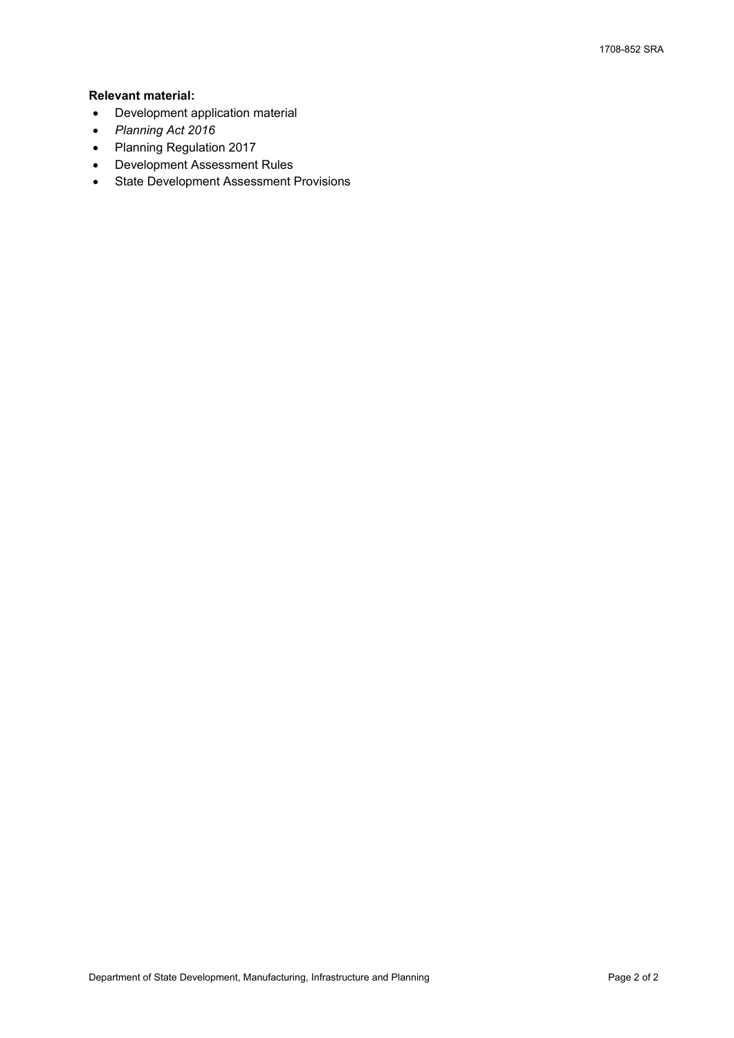**Relevant material:**

- Development application material
- *Planning Act 2016*
- Planning Regulation 2017
- Development Assessment Rules
- State Development Assessment Provisions